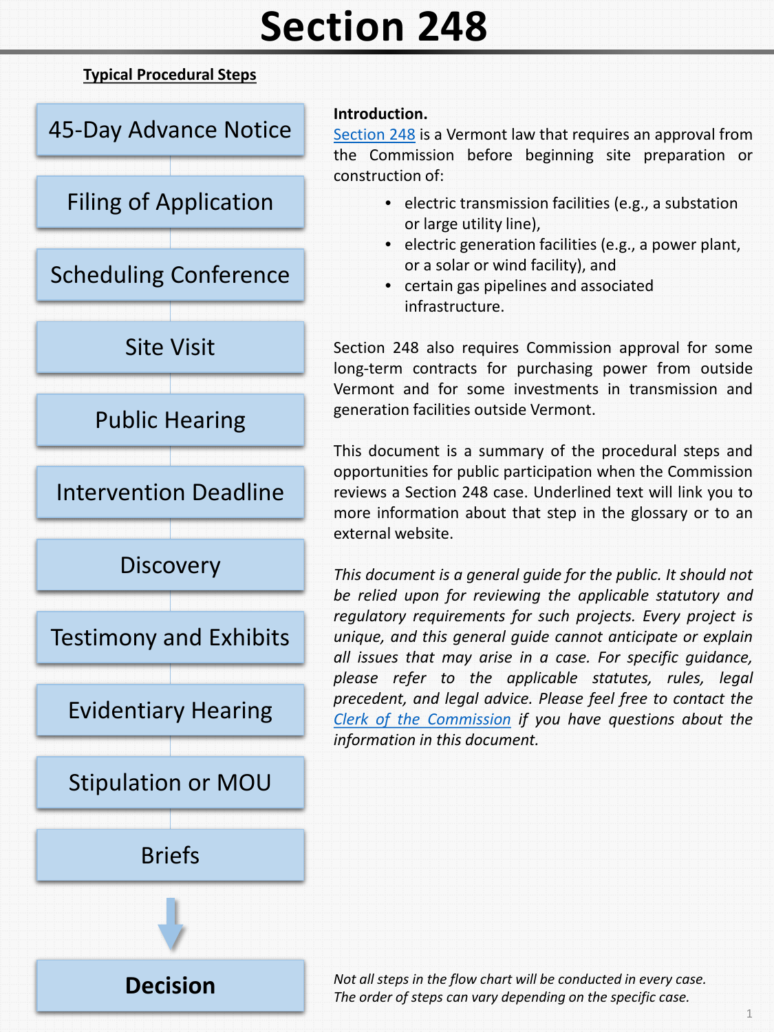# Section 248

**Typical Procedural Steps**

- 45-Day Advance Notice
- Filing of Application
- Scheduling Conference
- Site Visit
- Public Hearing
- Intervention Deadline
- Discovery
- Testimony and Exhibits
- Evidentiary Hearing
- Stipulation or MOU
- Briefs
- **Decision**

**Introduction.**

Section 248 is a Vermont law that requires an approval from the Commission before beginning site preparation or construction of:

- electric transmission facilities (e.g., a substation or large utility line),
- electric generation facilities (e.g., a power plant, or a solar or wind facility), and
- certain gas pipelines and associated infrastructure.

Section 248 also requires Commission approval for some long-term contracts for purchasing power from outside Vermont and for some investments in transmission and generation facilities outside Vermont.

This document is a summary of the procedural steps and opportunities for public participation when the Commission reviews a Section 248 case. Underlined text will link you to more information about that step in the glossary or to an external website.

*This document is a general guide for the public. It should not be relied upon for reviewing the applicable statutory and regulatory requirements for such projects. Every project is unique, and this general guide cannot anticipate or explain all issues that may arise in a case. For specific guidance, please refer to the applicable statutes, rules, legal precedent, and legal advice. Please feel free to contact the Clerk of the Commission if you have questions about the information in this document.*

*Not all steps in the flow chart will be conducted in every case.*
*The order of steps can vary depending on the specific case.*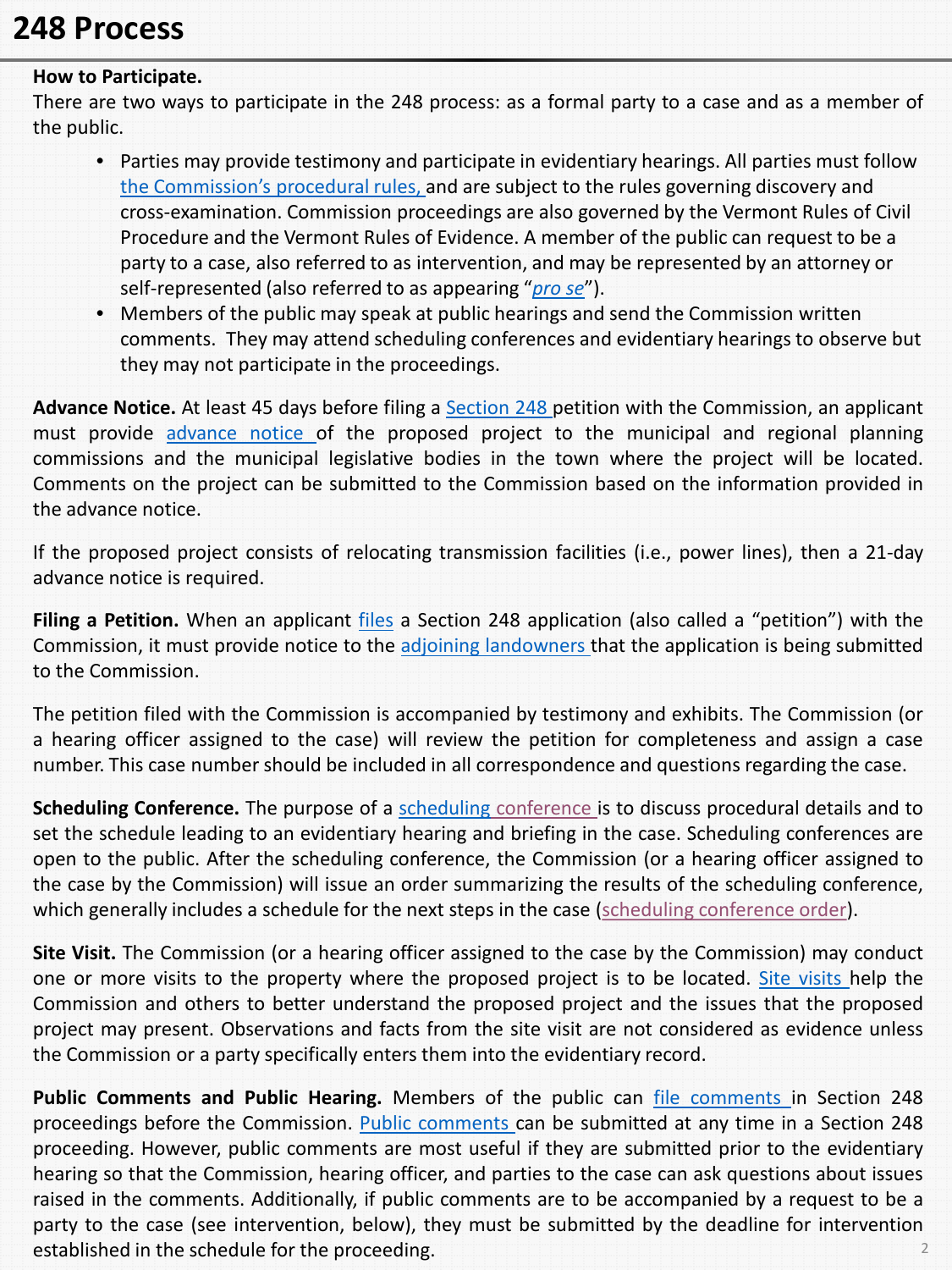# 248 Process

**How to Participate.**
There are two ways to participate in the 248 process: as a formal party to a case and as a member of the public.

- Parties may provide testimony and participate in evidentiary hearings. All parties must follow the Commission's procedural rules, and are subject to the rules governing discovery and cross-examination. Commission proceedings are also governed by the Vermont Rules of Civil Procedure and the Vermont Rules of Evidence. A member of the public can request to be a party to a case, also referred to as intervention, and may be represented by an attorney or self-represented (also referred to as appearing "*pro se*").
- Members of the public may speak at public hearings and send the Commission written comments. They may attend scheduling conferences and evidentiary hearings to observe but they may not participate in the proceedings.

**Advance Notice.** At least 45 days before filing a Section 248 petition with the Commission, an applicant must provide advance notice of the proposed project to the municipal and regional planning commissions and the municipal legislative bodies in the town where the project will be located. Comments on the project can be submitted to the Commission based on the information provided in the advance notice.

If the proposed project consists of relocating transmission facilities (i.e., power lines), then a 21-day advance notice is required.

**Filing a Petition.** When an applicant files a Section 248 application (also called a "petition") with the Commission, it must provide notice to the adjoining landowners that the application is being submitted to the Commission.

The petition filed with the Commission is accompanied by testimony and exhibits. The Commission (or a hearing officer assigned to the case) will review the petition for completeness and assign a case number. This case number should be included in all correspondence and questions regarding the case.

**Scheduling Conference.** The purpose of a scheduling conference is to discuss procedural details and to set the schedule leading to an evidentiary hearing and briefing in the case. Scheduling conferences are open to the public. After the scheduling conference, the Commission (or a hearing officer assigned to the case by the Commission) will issue an order summarizing the results of the scheduling conference, which generally includes a schedule for the next steps in the case (scheduling conference order).

**Site Visit.** The Commission (or a hearing officer assigned to the case by the Commission) may conduct one or more visits to the property where the proposed project is to be located. Site visits help the Commission and others to better understand the proposed project and the issues that the proposed project may present. Observations and facts from the site visit are not considered as evidence unless the Commission or a party specifically enters them into the evidentiary record.

**Public Comments and Public Hearing.** Members of the public can file comments in Section 248 proceedings before the Commission. Public comments can be submitted at any time in a Section 248 proceeding. However, public comments are most useful if they are submitted prior to the evidentiary hearing so that the Commission, hearing officer, and parties to the case can ask questions about issues raised in the comments. Additionally, if public comments are to be accompanied by a request to be a party to the case (see intervention, below), they must be submitted by the deadline for intervention established in the schedule for the proceeding.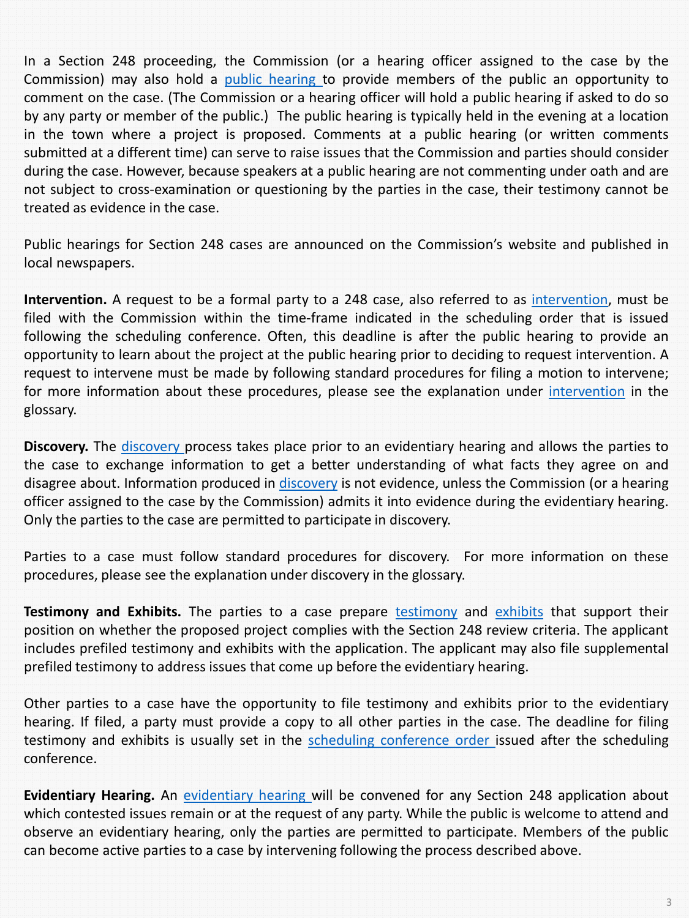In a Section 248 proceeding, the Commission (or a hearing officer assigned to the case by the Commission) may also hold a public hearing to provide members of the public an opportunity to comment on the case. (The Commission or a hearing officer will hold a public hearing if asked to do so by any party or member of the public.) The public hearing is typically held in the evening at a location in the town where a project is proposed. Comments at a public hearing (or written comments submitted at a different time) can serve to raise issues that the Commission and parties should consider during the case. However, because speakers at a public hearing are not commenting under oath and are not subject to cross-examination or questioning by the parties in the case, their testimony cannot be treated as evidence in the case.

Public hearings for Section 248 cases are announced on the Commission's website and published in local newspapers.

**Intervention.** A request to be a formal party to a 248 case, also referred to as intervention, must be filed with the Commission within the time-frame indicated in the scheduling order that is issued following the scheduling conference. Often, this deadline is after the public hearing to provide an opportunity to learn about the project at the public hearing prior to deciding to request intervention. A request to intervene must be made by following standard procedures for filing a motion to intervene; for more information about these procedures, please see the explanation under intervention in the glossary.

**Discovery.** The discovery process takes place prior to an evidentiary hearing and allows the parties to the case to exchange information to get a better understanding of what facts they agree on and disagree about. Information produced in discovery is not evidence, unless the Commission (or a hearing officer assigned to the case by the Commission) admits it into evidence during the evidentiary hearing. Only the parties to the case are permitted to participate in discovery.

Parties to a case must follow standard procedures for discovery. For more information on these procedures, please see the explanation under discovery in the glossary.

**Testimony and Exhibits.** The parties to a case prepare testimony and exhibits that support their position on whether the proposed project complies with the Section 248 review criteria. The applicant includes prefiled testimony and exhibits with the application. The applicant may also file supplemental prefiled testimony to address issues that come up before the evidentiary hearing.

Other parties to a case have the opportunity to file testimony and exhibits prior to the evidentiary hearing. If filed, a party must provide a copy to all other parties in the case. The deadline for filing testimony and exhibits is usually set in the scheduling conference order issued after the scheduling conference.

**Evidentiary Hearing.** An evidentiary hearing will be convened for any Section 248 application about which contested issues remain or at the request of any party. While the public is welcome to attend and observe an evidentiary hearing, only the parties are permitted to participate. Members of the public can become active parties to a case by intervening following the process described above.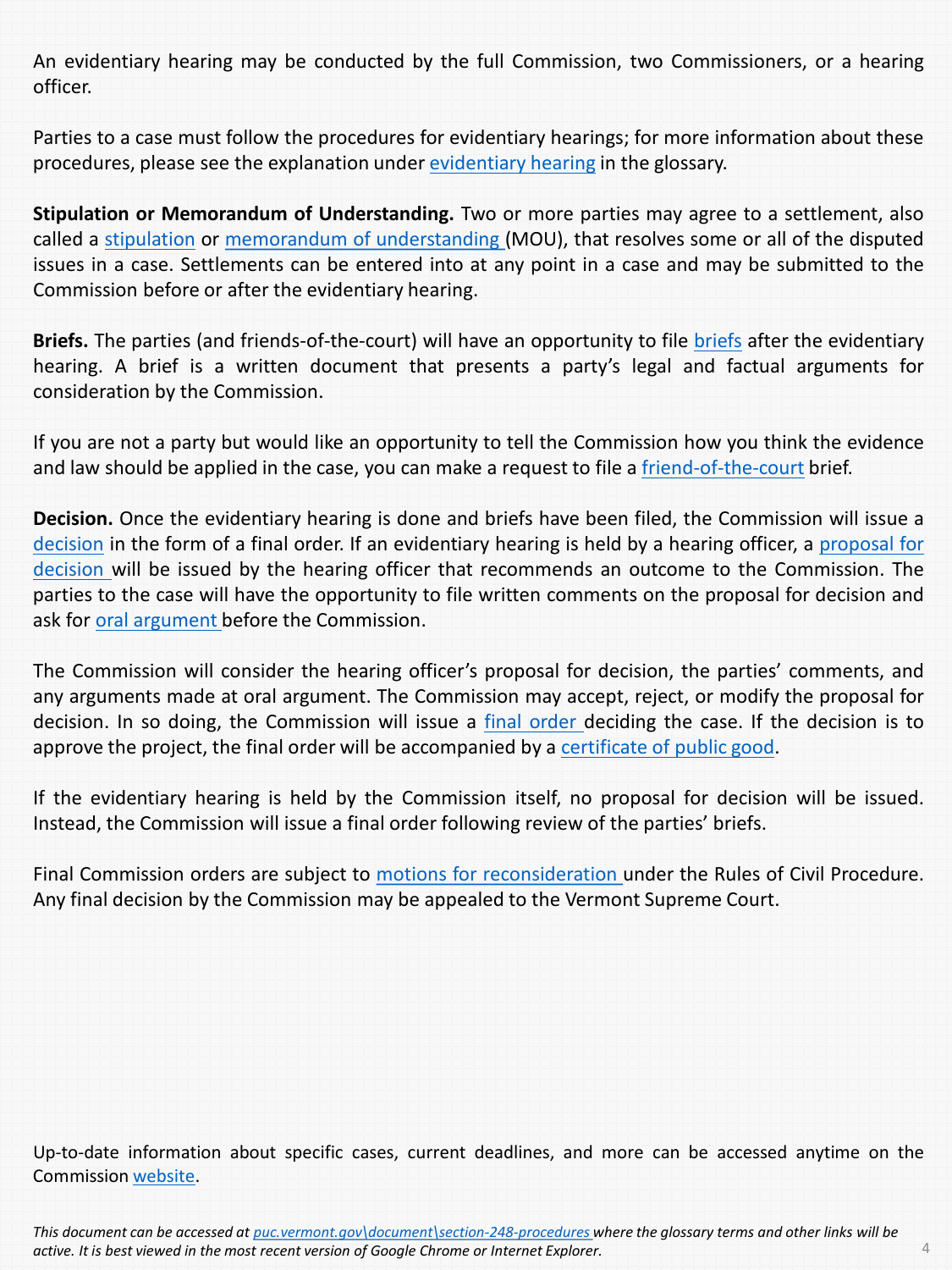An evidentiary hearing may be conducted by the full Commission, two Commissioners, or a hearing officer.

Parties to a case must follow the procedures for evidentiary hearings; for more information about these procedures, please see the explanation under evidentiary hearing in the glossary.

**Stipulation or Memorandum of Understanding.** Two or more parties may agree to a settlement, also called a stipulation or memorandum of understanding (MOU), that resolves some or all of the disputed issues in a case. Settlements can be entered into at any point in a case and may be submitted to the Commission before or after the evidentiary hearing.

**Briefs.** The parties (and friends-of-the-court) will have an opportunity to file briefs after the evidentiary hearing. A brief is a written document that presents a party's legal and factual arguments for consideration by the Commission.

If you are not a party but would like an opportunity to tell the Commission how you think the evidence and law should be applied in the case, you can make a request to file a friend-of-the-court brief.

**Decision.** Once the evidentiary hearing is done and briefs have been filed, the Commission will issue a decision in the form of a final order. If an evidentiary hearing is held by a hearing officer, a proposal for decision will be issued by the hearing officer that recommends an outcome to the Commission. The parties to the case will have the opportunity to file written comments on the proposal for decision and ask for oral argument before the Commission.

The Commission will consider the hearing officer's proposal for decision, the parties' comments, and any arguments made at oral argument. The Commission may accept, reject, or modify the proposal for decision. In so doing, the Commission will issue a final order deciding the case. If the decision is to approve the project, the final order will be accompanied by a certificate of public good.

If the evidentiary hearing is held by the Commission itself, no proposal for decision will be issued. Instead, the Commission will issue a final order following review of the parties' briefs.

Final Commission orders are subject to motions for reconsideration under the Rules of Civil Procedure. Any final decision by the Commission may be appealed to the Vermont Supreme Court.

Up-to-date information about specific cases, current deadlines, and more can be accessed anytime on the Commission website.

*This document can be accessed at puc.vermont.gov\document\section-248-procedures where the glossary terms and other links will be active. It is best viewed in the most recent version of Google Chrome or Internet Explorer.*